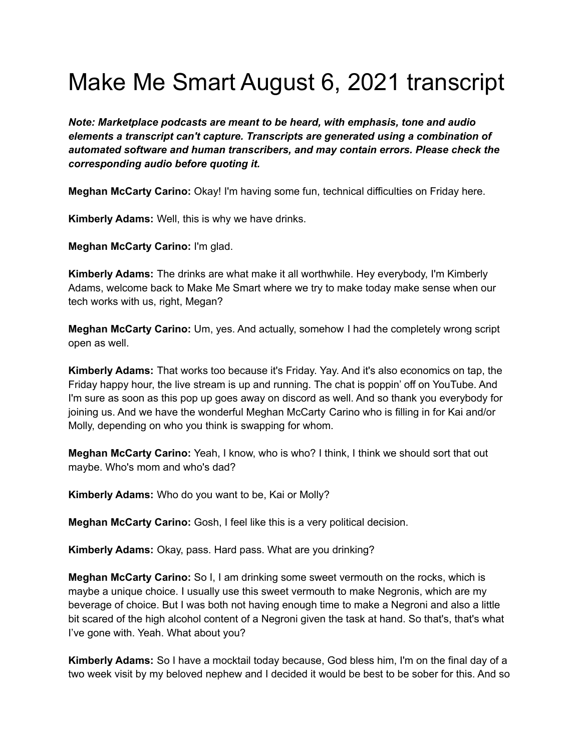# Make Me Smart August 6, 2021 transcript

***Note: Marketplace podcasts are meant to be heard, with emphasis, tone and audio elements a transcript can't capture. Transcripts are generated using a combination of automated software and human transcribers, and may contain errors. Please check the corresponding audio before quoting it.***

**Meghan McCarty Carino:** Okay! I'm having some fun, technical difficulties on Friday here.

**Kimberly Adams:** Well, this is why we have drinks.

**Meghan McCarty Carino:** I'm glad.

**Kimberly Adams:** The drinks are what make it all worthwhile. Hey everybody, I'm Kimberly Adams, welcome back to Make Me Smart where we try to make today make sense when our tech works with us, right, Megan?

**Meghan McCarty Carino:** Um, yes. And actually, somehow I had the completely wrong script open as well.

**Kimberly Adams:** That works too because it's Friday. Yay. And it's also economics on tap, the Friday happy hour, the live stream is up and running. The chat is poppin' off on YouTube. And I'm sure as soon as this pop up goes away on discord as well. And so thank you everybody for joining us. And we have the wonderful Meghan McCarty Carino who is filling in for Kai and/or Molly, depending on who you think is swapping for whom.

**Meghan McCarty Carino:** Yeah, I know, who is who? I think, I think we should sort that out maybe. Who's mom and who's dad?

**Kimberly Adams:** Who do you want to be, Kai or Molly?

**Meghan McCarty Carino:** Gosh, I feel like this is a very political decision.

**Kimberly Adams:** Okay, pass. Hard pass. What are you drinking?

**Meghan McCarty Carino:** So I, I am drinking some sweet vermouth on the rocks, which is maybe a unique choice. I usually use this sweet vermouth to make Negronis, which are my beverage of choice. But I was both not having enough time to make a Negroni and also a little bit scared of the high alcohol content of a Negroni given the task at hand. So that's, that's what I've gone with. Yeah. What about you?

**Kimberly Adams:** So I have a mocktail today because, God bless him, I'm on the final day of a two week visit by my beloved nephew and I decided it would be best to be sober for this. And so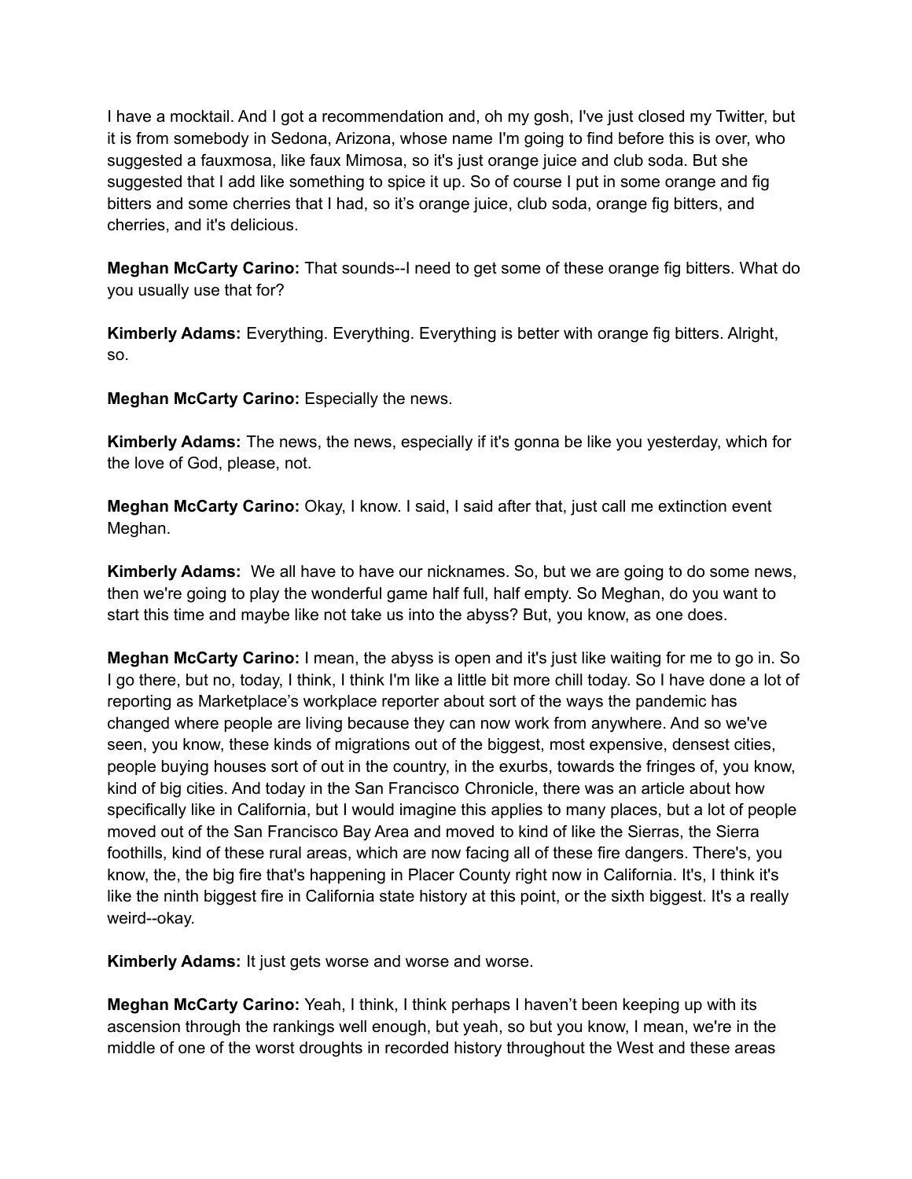I have a mocktail. And I got a recommendation and, oh my gosh, I've just closed my Twitter, but it is from somebody in Sedona, Arizona, whose name I'm going to find before this is over, who suggested a fauxmosa, like faux Mimosa, so it's just orange juice and club soda. But she suggested that I add like something to spice it up. So of course I put in some orange and fig bitters and some cherries that I had, so it's orange juice, club soda, orange fig bitters, and cherries, and it's delicious.

**Meghan McCarty Carino:** That sounds--I need to get some of these orange fig bitters. What do you usually use that for?

**Kimberly Adams:** Everything. Everything. Everything is better with orange fig bitters. Alright, so.

**Meghan McCarty Carino:** Especially the news.

**Kimberly Adams:** The news, the news, especially if it's gonna be like you yesterday, which for the love of God, please, not.

**Meghan McCarty Carino:** Okay, I know. I said, I said after that, just call me extinction event Meghan.

**Kimberly Adams:** We all have to have our nicknames. So, but we are going to do some news, then we're going to play the wonderful game half full, half empty. So Meghan, do you want to start this time and maybe like not take us into the abyss? But, you know, as one does.

**Meghan McCarty Carino:** I mean, the abyss is open and it's just like waiting for me to go in. So I go there, but no, today, I think, I think I'm like a little bit more chill today. So I have done a lot of reporting as Marketplace's workplace reporter about sort of the ways the pandemic has changed where people are living because they can now work from anywhere. And so we've seen, you know, these kinds of migrations out of the biggest, most expensive, densest cities, people buying houses sort of out in the country, in the exurbs, towards the fringes of, you know, kind of big cities. And today in the San Francisco Chronicle, there was an article about how specifically like in California, but I would imagine this applies to many places, but a lot of people moved out of the San Francisco Bay Area and moved to kind of like the Sierras, the Sierra foothills, kind of these rural areas, which are now facing all of these fire dangers. There's, you know, the, the big fire that's happening in Placer County right now in California. It's, I think it's like the ninth biggest fire in California state history at this point, or the sixth biggest. It's a really weird--okay.

**Kimberly Adams:** It just gets worse and worse and worse.

**Meghan McCarty Carino:** Yeah, I think, I think perhaps I haven't been keeping up with its ascension through the rankings well enough, but yeah, so but you know, I mean, we're in the middle of one of the worst droughts in recorded history throughout the West and these areas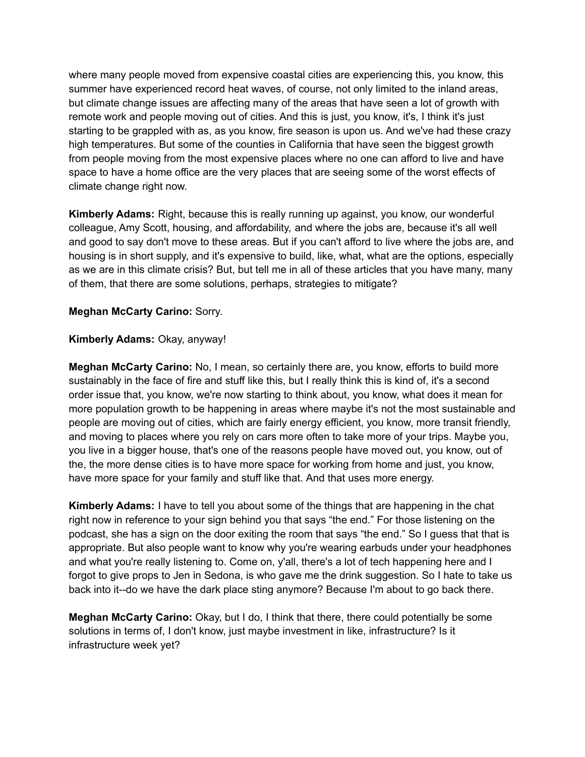where many people moved from expensive coastal cities are experiencing this, you know, this summer have experienced record heat waves, of course, not only limited to the inland areas, but climate change issues are affecting many of the areas that have seen a lot of growth with remote work and people moving out of cities. And this is just, you know, it's, I think it's just starting to be grappled with as, as you know, fire season is upon us. And we've had these crazy high temperatures. But some of the counties in California that have seen the biggest growth from people moving from the most expensive places where no one can afford to live and have space to have a home office are the very places that are seeing some of the worst effects of climate change right now.

**Kimberly Adams:** Right, because this is really running up against, you know, our wonderful colleague, Amy Scott, housing, and affordability, and where the jobs are, because it's all well and good to say don't move to these areas. But if you can't afford to live where the jobs are, and housing is in short supply, and it's expensive to build, like, what, what are the options, especially as we are in this climate crisis? But, but tell me in all of these articles that you have many, many of them, that there are some solutions, perhaps, strategies to mitigate?

**Meghan McCarty Carino:** Sorry.

**Kimberly Adams:** Okay, anyway!

**Meghan McCarty Carino:** No, I mean, so certainly there are, you know, efforts to build more sustainably in the face of fire and stuff like this, but I really think this is kind of, it's a second order issue that, you know, we're now starting to think about, you know, what does it mean for more population growth to be happening in areas where maybe it's not the most sustainable and people are moving out of cities, which are fairly energy efficient, you know, more transit friendly, and moving to places where you rely on cars more often to take more of your trips. Maybe you, you live in a bigger house, that's one of the reasons people have moved out, you know, out of the, the more dense cities is to have more space for working from home and just, you know, have more space for your family and stuff like that. And that uses more energy.

**Kimberly Adams:** I have to tell you about some of the things that are happening in the chat right now in reference to your sign behind you that says "the end." For those listening on the podcast, she has a sign on the door exiting the room that says "the end." So I guess that that is appropriate. But also people want to know why you're wearing earbuds under your headphones and what you're really listening to. Come on, y'all, there's a lot of tech happening here and I forgot to give props to Jen in Sedona, is who gave me the drink suggestion. So I hate to take us back into it--do we have the dark place sting anymore? Because I'm about to go back there.

**Meghan McCarty Carino:** Okay, but I do, I think that there, there could potentially be some solutions in terms of, I don't know, just maybe investment in like, infrastructure? Is it infrastructure week yet?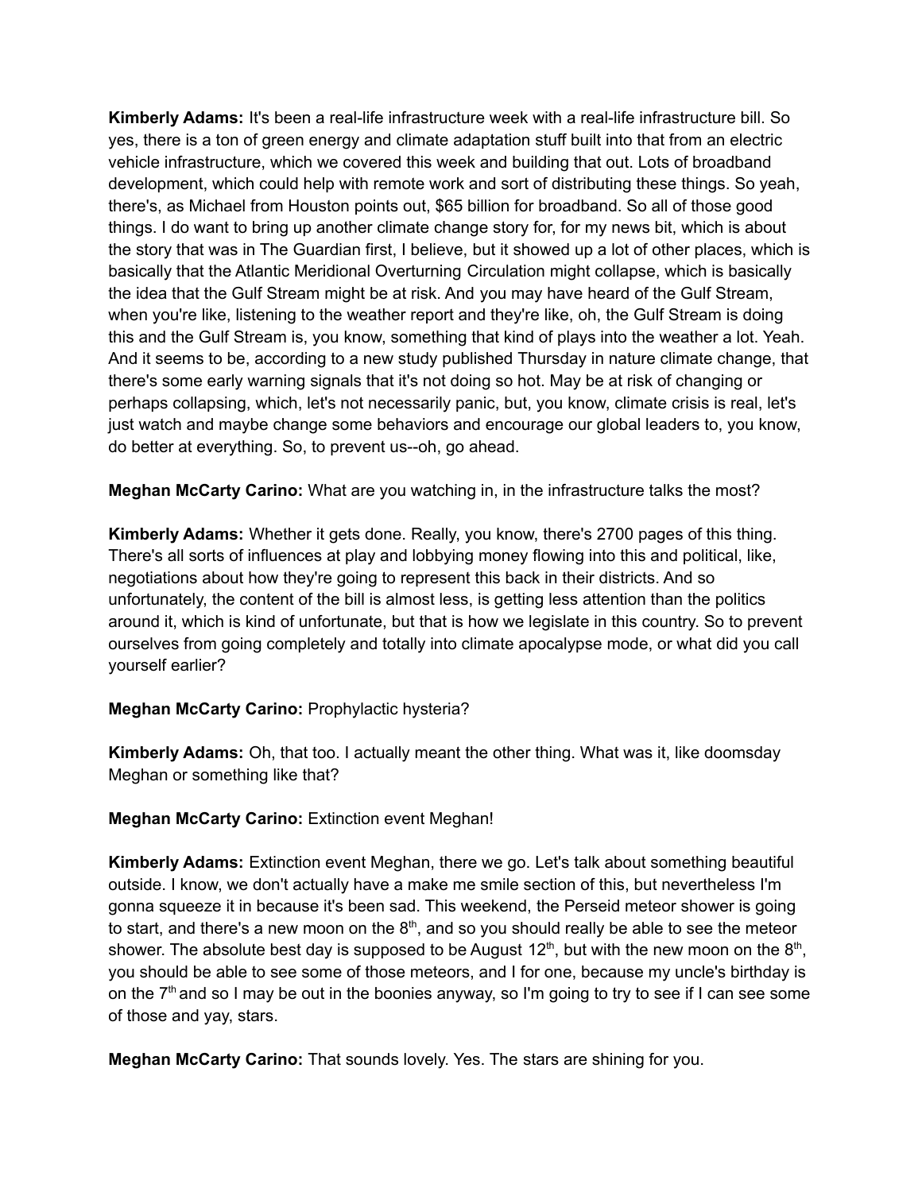**Kimberly Adams:** It's been a real-life infrastructure week with a real-life infrastructure bill. So yes, there is a ton of green energy and climate adaptation stuff built into that from an electric vehicle infrastructure, which we covered this week and building that out. Lots of broadband development, which could help with remote work and sort of distributing these things. So yeah, there's, as Michael from Houston points out, $65 billion for broadband. So all of those good things. I do want to bring up another climate change story for, for my news bit, which is about the story that was in The Guardian first, I believe, but it showed up a lot of other places, which is basically that the Atlantic Meridional Overturning Circulation might collapse, which is basically the idea that the Gulf Stream might be at risk. And you may have heard of the Gulf Stream, when you're like, listening to the weather report and they're like, oh, the Gulf Stream is doing this and the Gulf Stream is, you know, something that kind of plays into the weather a lot. Yeah. And it seems to be, according to a new study published Thursday in nature climate change, that there's some early warning signals that it's not doing so hot. May be at risk of changing or perhaps collapsing, which, let's not necessarily panic, but, you know, climate crisis is real, let's just watch and maybe change some behaviors and encourage our global leaders to, you know, do better at everything. So, to prevent us--oh, go ahead.

**Meghan McCarty Carino:** What are you watching in, in the infrastructure talks the most?

**Kimberly Adams:** Whether it gets done. Really, you know, there's 2700 pages of this thing. There's all sorts of influences at play and lobbying money flowing into this and political, like, negotiations about how they're going to represent this back in their districts. And so unfortunately, the content of the bill is almost less, is getting less attention than the politics around it, which is kind of unfortunate, but that is how we legislate in this country. So to prevent ourselves from going completely and totally into climate apocalypse mode, or what did you call yourself earlier?

**Meghan McCarty Carino:** Prophylactic hysteria?

**Kimberly Adams:** Oh, that too. I actually meant the other thing. What was it, like doomsday Meghan or something like that?

**Meghan McCarty Carino:** Extinction event Meghan!

**Kimberly Adams:** Extinction event Meghan, there we go. Let's talk about something beautiful outside. I know, we don't actually have a make me smile section of this, but nevertheless I'm gonna squeeze it in because it's been sad. This weekend, the Perseid meteor shower is going to start, and there's a new moon on the 8th, and so you should really be able to see the meteor shower. The absolute best day is supposed to be August 12th, but with the new moon on the 8th, you should be able to see some of those meteors, and I for one, because my uncle's birthday is on the 7th and so I may be out in the boonies anyway, so I'm going to try to see if I can see some of those and yay, stars.

**Meghan McCarty Carino:** That sounds lovely. Yes. The stars are shining for you.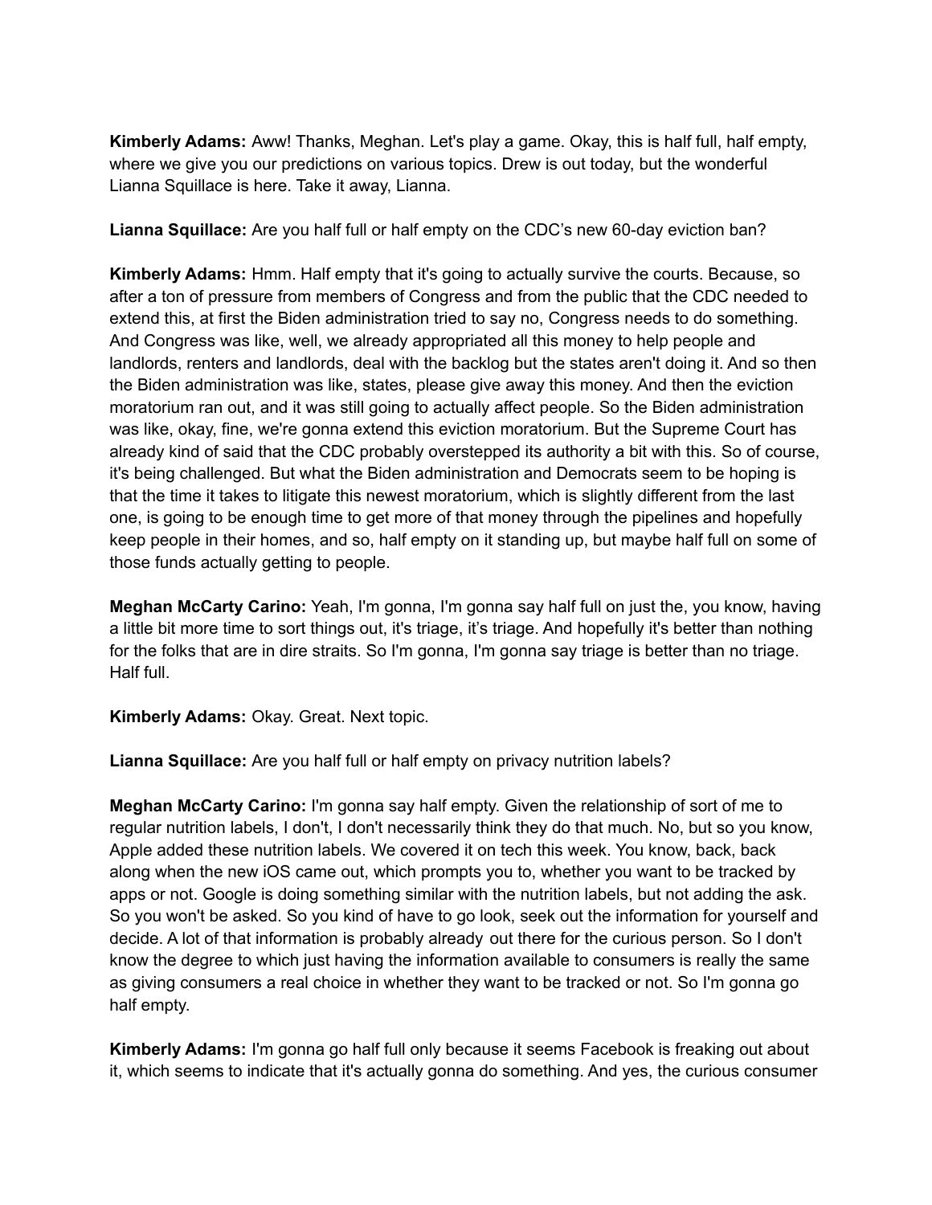**Kimberly Adams:** Aww! Thanks, Meghan. Let's play a game. Okay, this is half full, half empty, where we give you our predictions on various topics. Drew is out today, but the wonderful Lianna Squillace is here. Take it away, Lianna.

**Lianna Squillace:** Are you half full or half empty on the CDC's new 60-day eviction ban?

**Kimberly Adams:** Hmm. Half empty that it's going to actually survive the courts. Because, so after a ton of pressure from members of Congress and from the public that the CDC needed to extend this, at first the Biden administration tried to say no, Congress needs to do something. And Congress was like, well, we already appropriated all this money to help people and landlords, renters and landlords, deal with the backlog but the states aren't doing it. And so then the Biden administration was like, states, please give away this money. And then the eviction moratorium ran out, and it was still going to actually affect people. So the Biden administration was like, okay, fine, we're gonna extend this eviction moratorium. But the Supreme Court has already kind of said that the CDC probably overstepped its authority a bit with this. So of course, it's being challenged. But what the Biden administration and Democrats seem to be hoping is that the time it takes to litigate this newest moratorium, which is slightly different from the last one, is going to be enough time to get more of that money through the pipelines and hopefully keep people in their homes, and so, half empty on it standing up, but maybe half full on some of those funds actually getting to people.

**Meghan McCarty Carino:** Yeah, I'm gonna, I'm gonna say half full on just the, you know, having a little bit more time to sort things out, it's triage, it's triage. And hopefully it's better than nothing for the folks that are in dire straits. So I'm gonna, I'm gonna say triage is better than no triage. Half full.

**Kimberly Adams:** Okay. Great. Next topic.

**Lianna Squillace:** Are you half full or half empty on privacy nutrition labels?

**Meghan McCarty Carino:** I'm gonna say half empty. Given the relationship of sort of me to regular nutrition labels, I don't, I don't necessarily think they do that much. No, but so you know, Apple added these nutrition labels. We covered it on tech this week. You know, back, back along when the new iOS came out, which prompts you to, whether you want to be tracked by apps or not. Google is doing something similar with the nutrition labels, but not adding the ask. So you won't be asked. So you kind of have to go look, seek out the information for yourself and decide. A lot of that information is probably already out there for the curious person. So I don't know the degree to which just having the information available to consumers is really the same as giving consumers a real choice in whether they want to be tracked or not. So I'm gonna go half empty.

**Kimberly Adams:** I'm gonna go half full only because it seems Facebook is freaking out about it, which seems to indicate that it's actually gonna do something. And yes, the curious consumer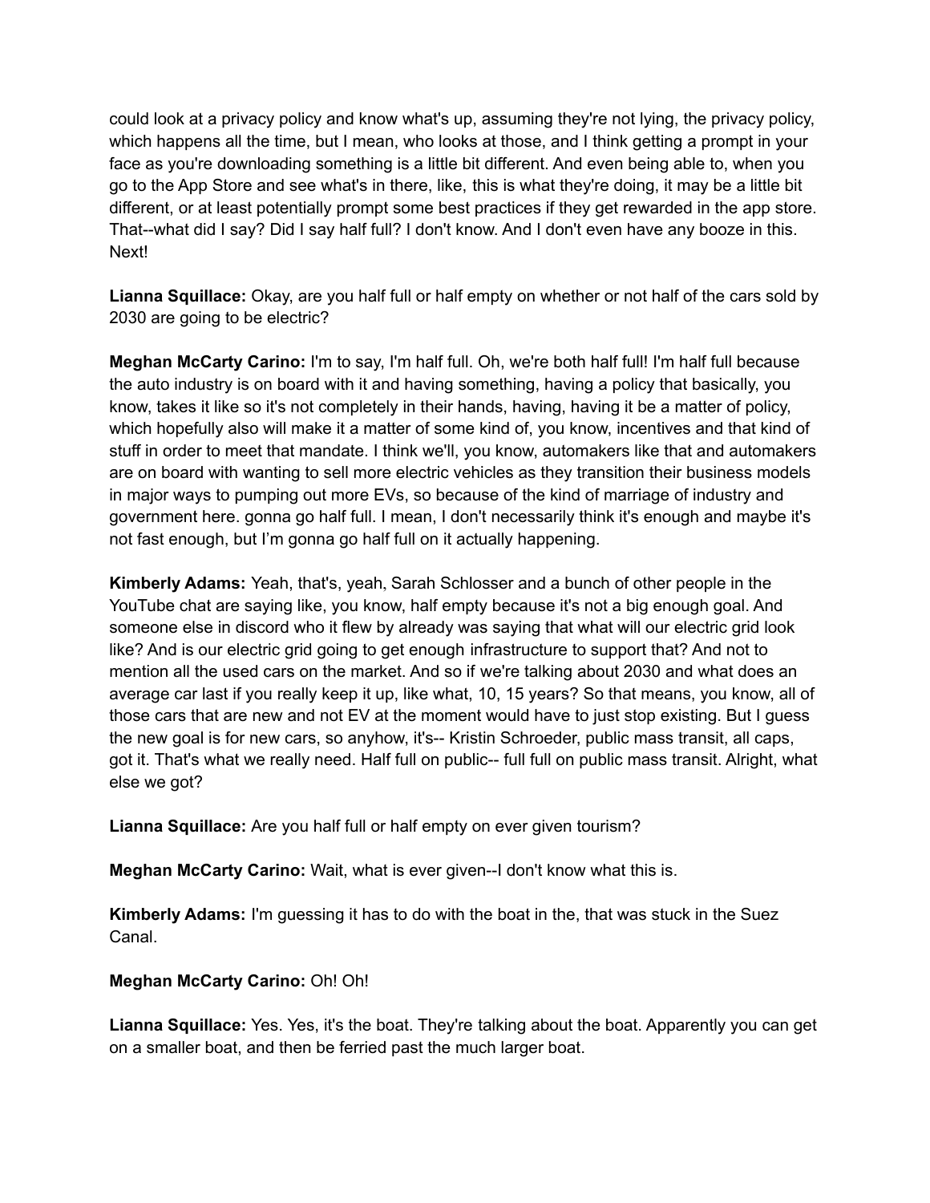could look at a privacy policy and know what's up, assuming they're not lying, the privacy policy, which happens all the time, but I mean, who looks at those, and I think getting a prompt in your face as you're downloading something is a little bit different. And even being able to, when you go to the App Store and see what's in there, like, this is what they're doing, it may be a little bit different, or at least potentially prompt some best practices if they get rewarded in the app store. That--what did I say? Did I say half full? I don't know. And I don't even have any booze in this. Next!

**Lianna Squillace:** Okay, are you half full or half empty on whether or not half of the cars sold by 2030 are going to be electric?

**Meghan McCarty Carino:** I'm to say, I'm half full. Oh, we're both half full! I'm half full because the auto industry is on board with it and having something, having a policy that basically, you know, takes it like so it's not completely in their hands, having, having it be a matter of policy, which hopefully also will make it a matter of some kind of, you know, incentives and that kind of stuff in order to meet that mandate. I think we'll, you know, automakers like that and automakers are on board with wanting to sell more electric vehicles as they transition their business models in major ways to pumping out more EVs, so because of the kind of marriage of industry and government here. gonna go half full. I mean, I don't necessarily think it's enough and maybe it's not fast enough, but I'm gonna go half full on it actually happening.

**Kimberly Adams:** Yeah, that's, yeah, Sarah Schlosser and a bunch of other people in the YouTube chat are saying like, you know, half empty because it's not a big enough goal. And someone else in discord who it flew by already was saying that what will our electric grid look like? And is our electric grid going to get enough infrastructure to support that? And not to mention all the used cars on the market. And so if we're talking about 2030 and what does an average car last if you really keep it up, like what, 10, 15 years? So that means, you know, all of those cars that are new and not EV at the moment would have to just stop existing. But I guess the new goal is for new cars, so anyhow, it's-- Kristin Schroeder, public mass transit, all caps, got it. That's what we really need. Half full on public-- full full on public mass transit. Alright, what else we got?

**Lianna Squillace:** Are you half full or half empty on ever given tourism?

**Meghan McCarty Carino:** Wait, what is ever given--I don't know what this is.

**Kimberly Adams:** I'm guessing it has to do with the boat in the, that was stuck in the Suez Canal.

**Meghan McCarty Carino:** Oh! Oh!

**Lianna Squillace:** Yes. Yes, it's the boat. They're talking about the boat. Apparently you can get on a smaller boat, and then be ferried past the much larger boat.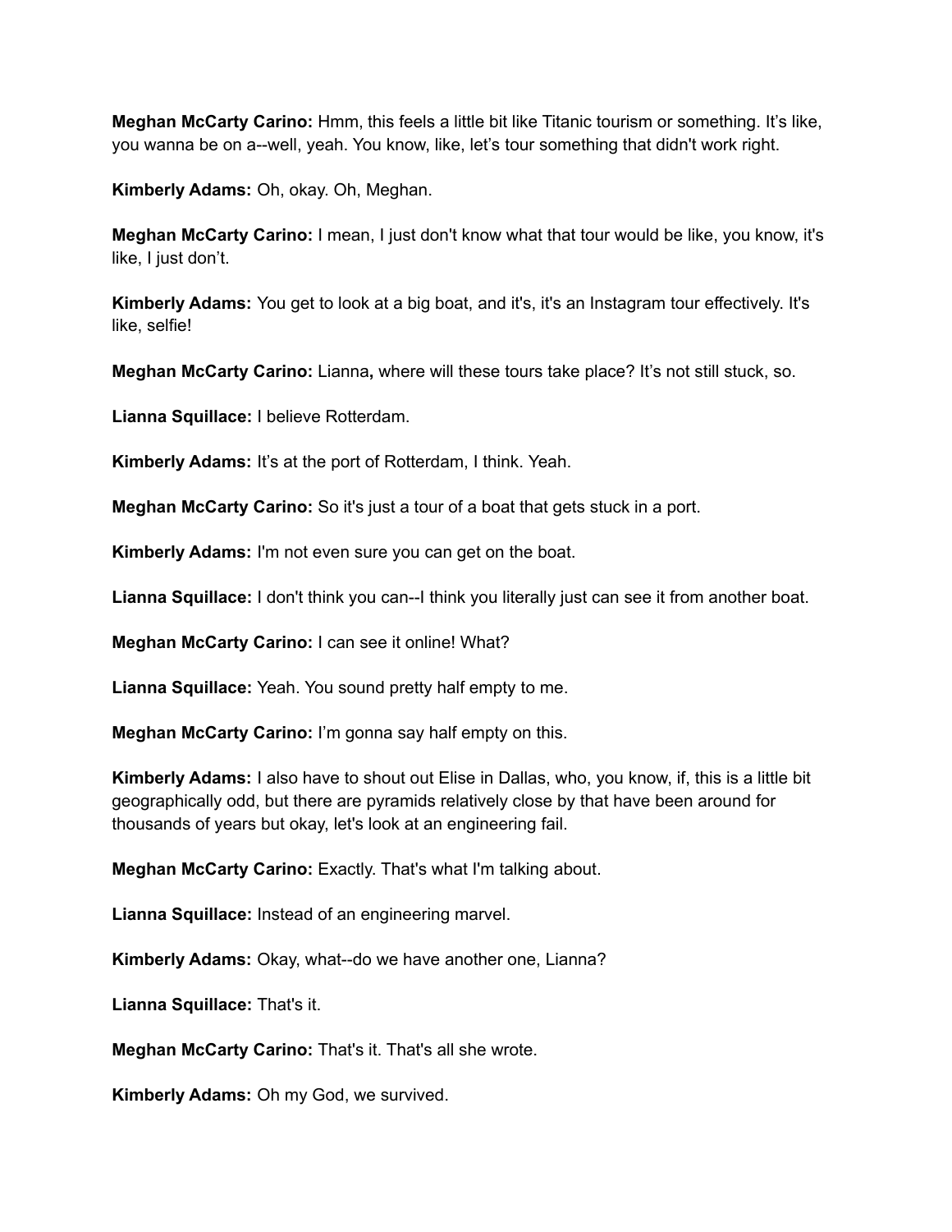**Meghan McCarty Carino:** Hmm, this feels a little bit like Titanic tourism or something. It's like, you wanna be on a--well, yeah. You know, like, let's tour something that didn't work right.

**Kimberly Adams:** Oh, okay. Oh, Meghan.

**Meghan McCarty Carino:** I mean, I just don't know what that tour would be like, you know, it's like, I just don't.

**Kimberly Adams:** You get to look at a big boat, and it's, it's an Instagram tour effectively. It's like, selfie!

**Meghan McCarty Carino:** Lianna**,** where will these tours take place? It's not still stuck, so.

**Lianna Squillace:** I believe Rotterdam.

**Kimberly Adams:** It's at the port of Rotterdam, I think. Yeah.

**Meghan McCarty Carino:** So it's just a tour of a boat that gets stuck in a port.

**Kimberly Adams:** I'm not even sure you can get on the boat.

**Lianna Squillace:** I don't think you can--I think you literally just can see it from another boat.

**Meghan McCarty Carino:** I can see it online! What?

**Lianna Squillace:** Yeah. You sound pretty half empty to me.

**Meghan McCarty Carino:** I'm gonna say half empty on this.

**Kimberly Adams:** I also have to shout out Elise in Dallas, who, you know, if, this is a little bit geographically odd, but there are pyramids relatively close by that have been around for thousands of years but okay, let's look at an engineering fail.

**Meghan McCarty Carino:** Exactly. That's what I'm talking about.

**Lianna Squillace:** Instead of an engineering marvel.

**Kimberly Adams:** Okay, what--do we have another one, Lianna?

**Lianna Squillace:** That's it.

**Meghan McCarty Carino:** That's it. That's all she wrote.

**Kimberly Adams:** Oh my God, we survived.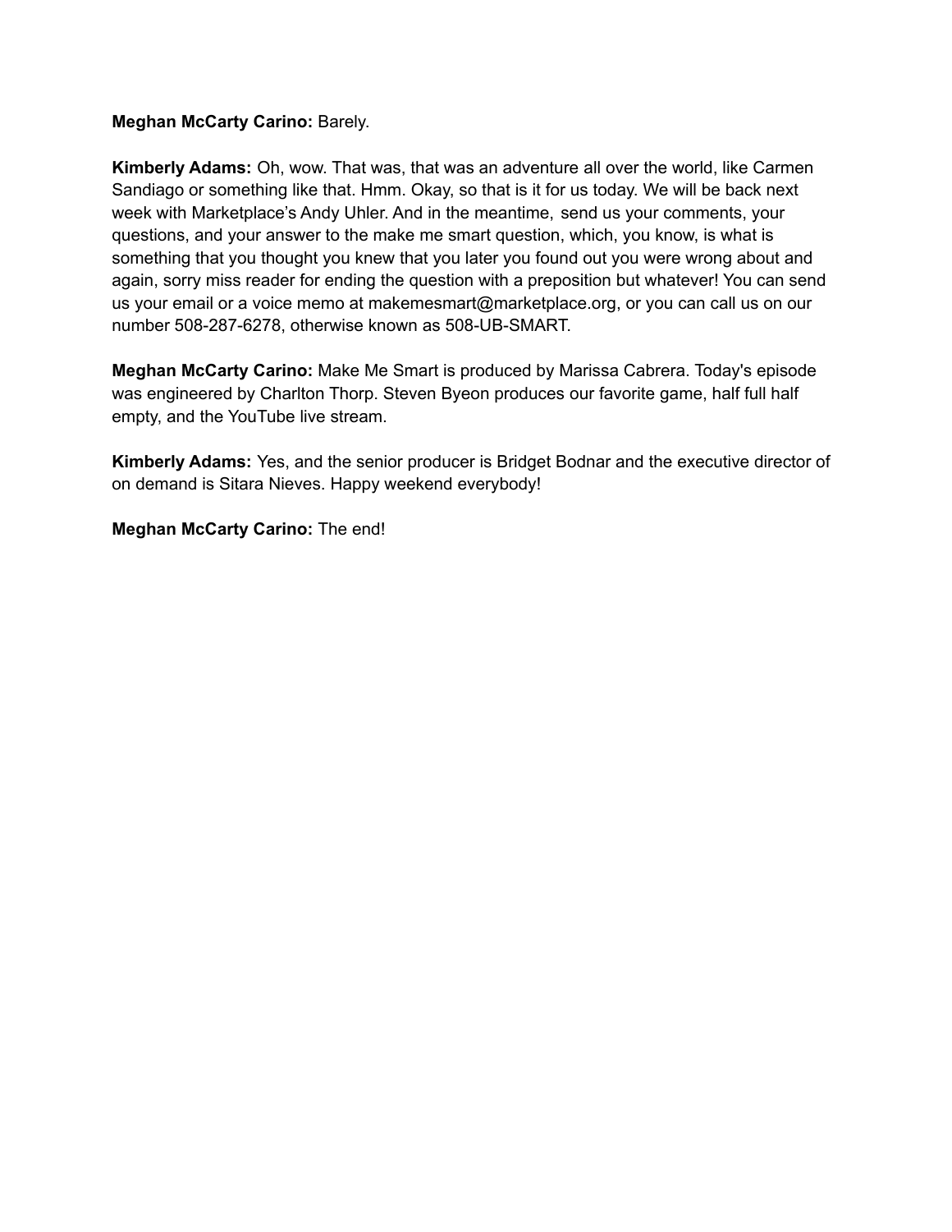**Meghan McCarty Carino:** Barely.

**Kimberly Adams:** Oh, wow. That was, that was an adventure all over the world, like Carmen Sandiago or something like that. Hmm. Okay, so that is it for us today. We will be back next week with Marketplace's Andy Uhler. And in the meantime, send us your comments, your questions, and your answer to the make me smart question, which, you know, is what is something that you thought you knew that you later you found out you were wrong about and again, sorry miss reader for ending the question with a preposition but whatever! You can send us your email or a voice memo at makemesmart@marketplace.org, or you can call us on our number 508-287-6278, otherwise known as 508-UB-SMART.

**Meghan McCarty Carino:** Make Me Smart is produced by Marissa Cabrera. Today's episode was engineered by Charlton Thorp. Steven Byeon produces our favorite game, half full half empty, and the YouTube live stream.

**Kimberly Adams:** Yes, and the senior producer is Bridget Bodnar and the executive director of on demand is Sitara Nieves. Happy weekend everybody!

**Meghan McCarty Carino:** The end!